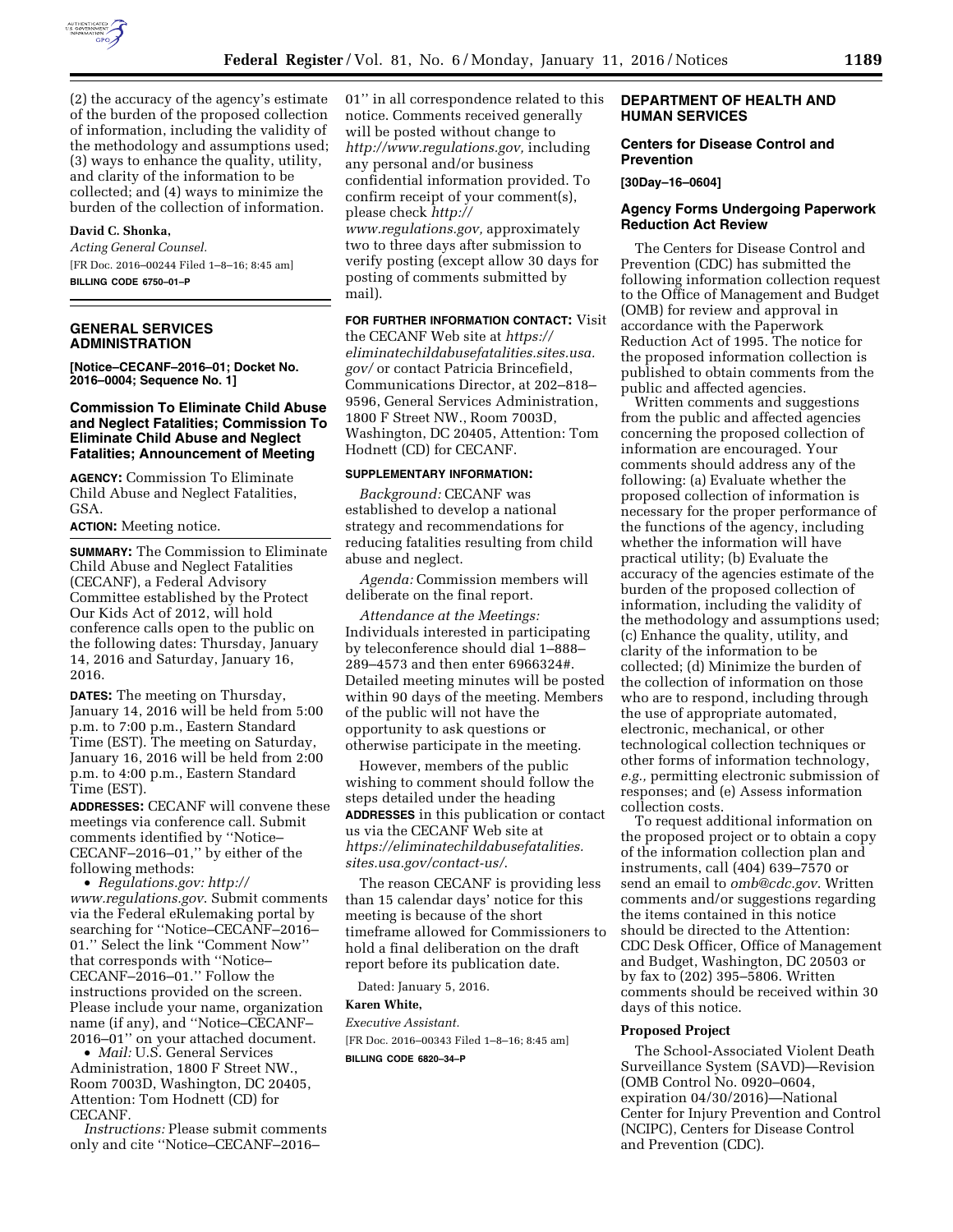(2) the accuracy of the agency's estimate of the burden of the proposed collection of information, including the validity of the methodology and assumptions used; (3) ways to enhance the quality, utility, and clarity of the information to be collected; and (4) ways to minimize the burden of the collection of information.

**David C. Shonka,**

*Acting General Counsel.*

[FR Doc. 2016–00244 Filed 1–8–16; 8:45 am]

**BILLING CODE 6750–01–P**

## GENERAL SERVICES ADMINISTRATION

**[Notice–CECANF–2016–01; Docket No. 2016–0004; Sequence No. 1]**

### Commission To Eliminate Child Abuse and Neglect Fatalities; Commission To Eliminate Child Abuse and Neglect Fatalities; Announcement of Meeting

**AGENCY:** Commission To Eliminate Child Abuse and Neglect Fatalities, GSA.

**ACTION:** Meeting notice.

**SUMMARY:** The Commission to Eliminate Child Abuse and Neglect Fatalities (CECANF), a Federal Advisory Committee established by the Protect Our Kids Act of 2012, will hold conference calls open to the public on the following dates: Thursday, January 14, 2016 and Saturday, January 16, 2016.

**DATES:** The meeting on Thursday, January 14, 2016 will be held from 5:00 p.m. to 7:00 p.m., Eastern Standard Time (EST). The meeting on Saturday, January 16, 2016 will be held from 2:00 p.m. to 4:00 p.m., Eastern Standard Time (EST).

**ADDRESSES:** CECANF will convene these meetings via conference call. Submit comments identified by ''Notice–CECANF–2016–01,'' by either of the following methods:

- *Regulations.gov: http://www.regulations.gov*. Submit comments via the Federal eRulemaking portal by searching for ''Notice–CECANF–2016–01.'' Select the link ''Comment Now'' that corresponds with ''Notice–CECANF–2016–01.'' Follow the instructions provided on the screen. Please include your name, organization name (if any), and ''Notice–CECANF–2016–01'' on your attached document.
- *Mail:* U.S. General Services Administration, 1800 F Street NW., Room 7003D, Washington, DC 20405, Attention: Tom Hodnett (CD) for CECANF.

*Instructions:* Please submit comments only and cite ''Notice–CECANF–2016–01'' in all correspondence related to this notice. Comments received generally will be posted without change to *http://www.regulations.gov,* including any personal and/or business confidential information provided. To confirm receipt of your comment(s), please check *http://www.regulations.gov,* approximately two to three days after submission to verify posting (except allow 30 days for posting of comments submitted by mail).

**FOR FURTHER INFORMATION CONTACT:** Visit the CECANF Web site at *https://eliminatechildabusefatalities.sites.usa.gov/* or contact Patricia Brincefield, Communications Director, at 202–818–9596, General Services Administration, 1800 F Street NW., Room 7003D, Washington, DC 20405, Attention: Tom Hodnett (CD) for CECANF.

**SUPPLEMENTARY INFORMATION:**

*Background:* CECANF was established to develop a national strategy and recommendations for reducing fatalities resulting from child abuse and neglect.

*Agenda:* Commission members will deliberate on the final report.

*Attendance at the Meetings:* Individuals interested in participating by teleconference should dial 1–888–289–4573 and then enter 6966324#. Detailed meeting minutes will be posted within 90 days of the meeting. Members of the public will not have the opportunity to ask questions or otherwise participate in the meeting.

However, members of the public wishing to comment should follow the steps detailed under the heading **ADDRESSES** in this publication or contact us via the CECANF Web site at *https://eliminatechildabusefatalities.sites.usa.gov/contact-us/*.

The reason CECANF is providing less than 15 calendar days' notice for this meeting is because of the short timeframe allowed for Commissioners to hold a final deliberation on the draft report before its publication date.

Dated: January 5, 2016.

**Karen White,**

*Executive Assistant.*

[FR Doc. 2016–00343 Filed 1–8–16; 8:45 am]

**BILLING CODE 6820–34–P**

## DEPARTMENT OF HEALTH AND HUMAN SERVICES

### Centers for Disease Control and Prevention

**[30Day–16–0604]**

### Agency Forms Undergoing Paperwork Reduction Act Review

The Centers for Disease Control and Prevention (CDC) has submitted the following information collection request to the Office of Management and Budget (OMB) for review and approval in accordance with the Paperwork Reduction Act of 1995. The notice for the proposed information collection is published to obtain comments from the public and affected agencies.

Written comments and suggestions from the public and affected agencies concerning the proposed collection of information are encouraged. Your comments should address any of the following: (a) Evaluate whether the proposed collection of information is necessary for the proper performance of the functions of the agency, including whether the information will have practical utility; (b) Evaluate the accuracy of the agencies estimate of the burden of the proposed collection of information, including the validity of the methodology and assumptions used; (c) Enhance the quality, utility, and clarity of the information to be collected; (d) Minimize the burden of the collection of information on those who are to respond, including through the use of appropriate automated, electronic, mechanical, or other technological collection techniques or other forms of information technology, *e.g.,* permitting electronic submission of responses; and (e) Assess information collection costs.

To request additional information on the proposed project or to obtain a copy of the information collection plan and instruments, call (404) 639–7570 or send an email to *omb@cdc.gov*. Written comments and/or suggestions regarding the items contained in this notice should be directed to the Attention: CDC Desk Officer, Office of Management and Budget, Washington, DC 20503 or by fax to (202) 395–5806. Written comments should be received within 30 days of this notice.

**Proposed Project**

The School-Associated Violent Death Surveillance System (SAVD)—Revision (OMB Control No. 0920–0604, expiration 04/30/2016)—National Center for Injury Prevention and Control (NCIPC), Centers for Disease Control and Prevention (CDC).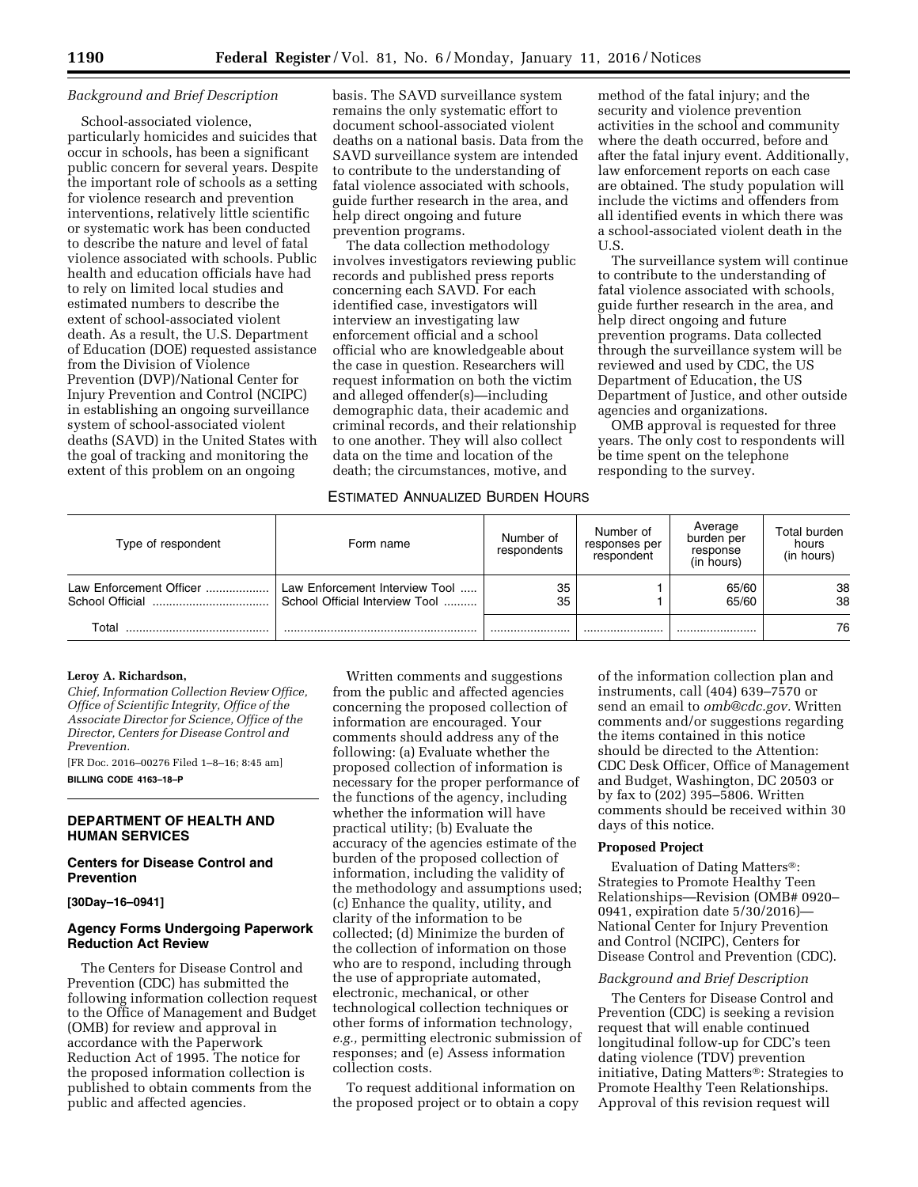*Background and Brief Description*

School-associated violence, particularly homicides and suicides that occur in schools, has been a significant public concern for several years. Despite the important role of schools as a setting for violence research and prevention interventions, relatively little scientific or systematic work has been conducted to describe the nature and level of fatal violence associated with schools. Public health and education officials have had to rely on limited local studies and estimated numbers to describe the extent of school-associated violent death. As a result, the U.S. Department of Education (DOE) requested assistance from the Division of Violence Prevention (DVP)/National Center for Injury Prevention and Control (NCIPC) in establishing an ongoing surveillance system of school-associated violent deaths (SAVD) in the United States with the goal of tracking and monitoring the extent of this problem on an ongoing basis. The SAVD surveillance system remains the only systematic effort to document school-associated violent deaths on a national basis. Data from the SAVD surveillance system are intended to contribute to the understanding of fatal violence associated with schools, guide further research in the area, and help direct ongoing and future prevention programs.

The data collection methodology involves investigators reviewing public records and published press reports concerning each SAVD. For each identified case, investigators will interview an investigating law enforcement official and a school official who are knowledgeable about the case in question. Researchers will request information on both the victim and alleged offender(s)—including demographic data, their academic and criminal records, and their relationship to one another. They will also collect data on the time and location of the death; the circumstances, motive, and method of the fatal injury; and the security and violence prevention activities in the school and community where the death occurred, before and after the fatal injury event. Additionally, law enforcement reports on each case are obtained. The study population will include the victims and offenders from all identified events in which there was a school-associated violent death in the U.S.

The surveillance system will continue to contribute to the understanding of fatal violence associated with schools, guide further research in the area, and help direct ongoing and future prevention programs. Data collected through the surveillance system will be reviewed and used by CDC, the US Department of Education, the US Department of Justice, and other outside agencies and organizations.

OMB approval is requested for three years. The only cost to respondents will be time spent on the telephone responding to the survey.

ESTIMATED ANNUALIZED BURDEN HOURS

| Type of respondent | Form name | Number of respondents | Number of responses per respondent | Average burden per response (in hours) | Total burden hours (in hours) |
| --- | --- | --- | --- | --- | --- |
| Law Enforcement Officer | Law Enforcement Interview Tool | 35 | 1 | 65/60 | 38 |
| School Official | School Official Interview Tool | 35 | 1 | 65/60 | 38 |
| Total | | | | | 76 |

**Leroy A. Richardson,**

*Chief, Information Collection Review Office, Office of Scientific Integrity, Office of the Associate Director for Science, Office of the Director, Centers for Disease Control and Prevention.*

[FR Doc. 2016–00276 Filed 1–8–16; 8:45 am]

**BILLING CODE 4163–18–P**

## DEPARTMENT OF HEALTH AND HUMAN SERVICES

## Centers for Disease Control and Prevention

**[30Day–16–0941]**

## Agency Forms Undergoing Paperwork Reduction Act Review

The Centers for Disease Control and Prevention (CDC) has submitted the following information collection request to the Office of Management and Budget (OMB) for review and approval in accordance with the Paperwork Reduction Act of 1995. The notice for the proposed information collection is published to obtain comments from the public and affected agencies.

Written comments and suggestions from the public and affected agencies concerning the proposed collection of information are encouraged. Your comments should address any of the following: (a) Evaluate whether the proposed collection of information is necessary for the proper performance of the functions of the agency, including whether the information will have practical utility; (b) Evaluate the accuracy of the agencies estimate of the burden of the proposed collection of information, including the validity of the methodology and assumptions used; (c) Enhance the quality, utility, and clarity of the information to be collected; (d) Minimize the burden of the collection of information on those who are to respond, including through the use of appropriate automated, electronic, mechanical, or other technological collection techniques or other forms of information technology, *e.g.,* permitting electronic submission of responses; and (e) Assess information collection costs.

To request additional information on the proposed project or to obtain a copy of the information collection plan and instruments, call (404) 639–7570 or send an email to *omb@cdc.gov.* Written comments and/or suggestions regarding the items contained in this notice should be directed to the Attention: CDC Desk Officer, Office of Management and Budget, Washington, DC 20503 or by fax to (202) 395–5806. Written comments should be received within 30 days of this notice.

### Proposed Project

Evaluation of Dating Matters®: Strategies to Promote Healthy Teen Relationships—Revision (OMB# 0920–0941, expiration date 5/30/2016)—National Center for Injury Prevention and Control (NCIPC), Centers for Disease Control and Prevention (CDC).

*Background and Brief Description*

The Centers for Disease Control and Prevention (CDC) is seeking a revision request that will enable continued longitudinal follow-up for CDC's teen dating violence (TDV) prevention initiative, Dating Matters®: Strategies to Promote Healthy Teen Relationships. Approval of this revision request will